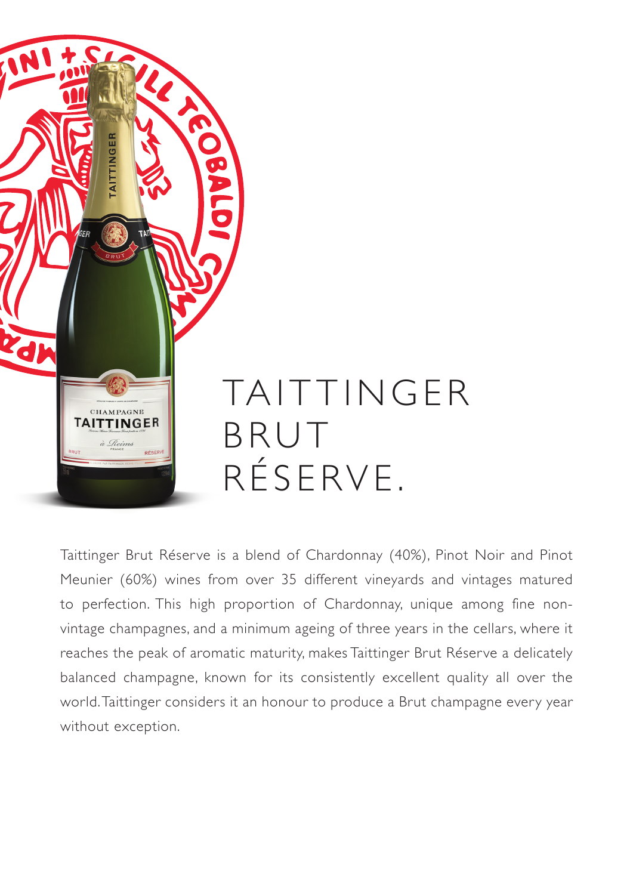# TAITTINGER BRUT RÉSERVE.

Taittinger Brut Réserve is a blend of Chardonnay (40%), Pinot Noir and Pinot Meunier (60%) wines from over 35 different vineyards and vintages matured to perfection. This high proportion of Chardonnay, unique among fine non-vintage champagnes, and a minimum ageing of three years in the cellars, where it reaches the peak of aromatic maturity, makes Taittinger Brut Réserve a delicately balanced champagne, known for its consistently excellent quality all over the world. Taittinger considers it an honour to produce a Brut champagne every year without exception.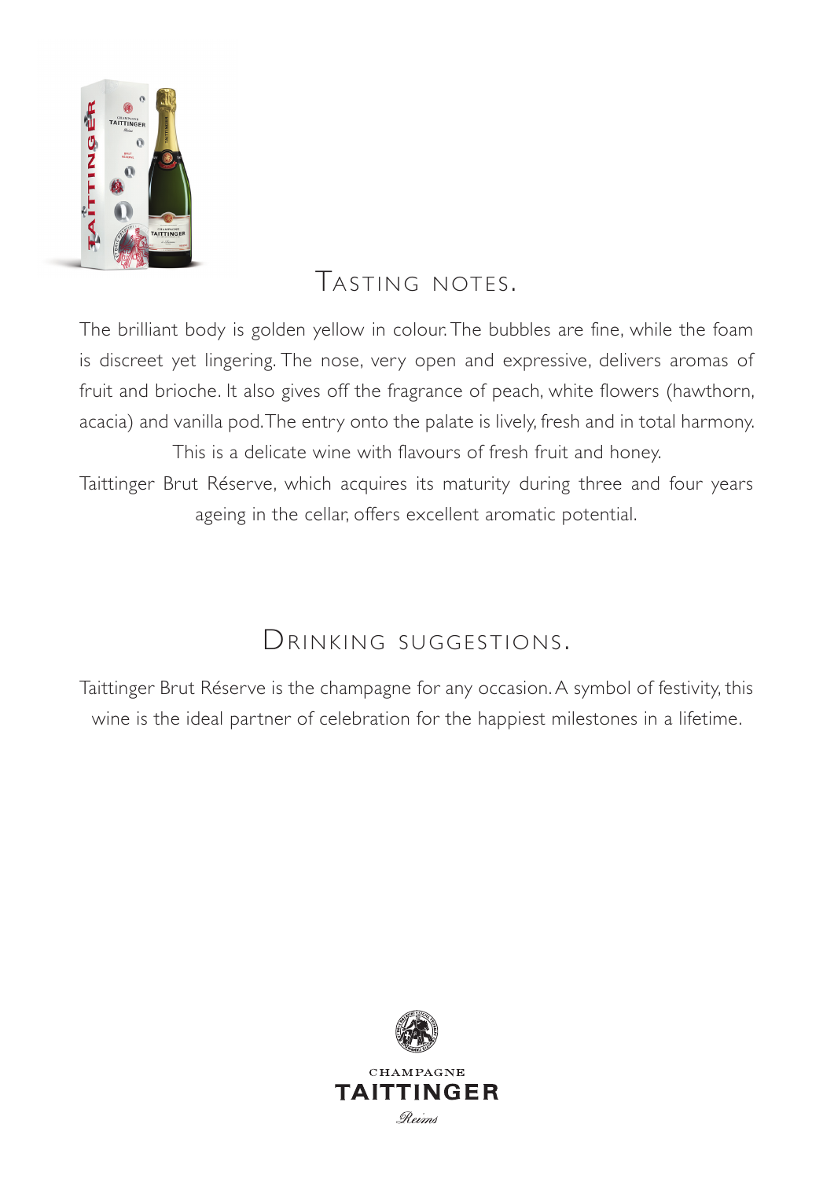## Tasting notes.

The brilliant body is golden yellow in colour. The bubbles are fine, while the foam is discreet yet lingering. The nose, very open and expressive, delivers aromas of fruit and brioche. It also gives off the fragrance of peach, white flowers (hawthorn, acacia) and vanilla pod. The entry onto the palate is lively, fresh and in total harmony. This is a delicate wine with flavours of fresh fruit and honey.

Taittinger Brut Réserve, which acquires its maturity during three and four years ageing in the cellar, offers excellent aromatic potential.

## Drinking suggestions.

Taittinger Brut Réserve is the champagne for any occasion. A symbol of festivity, this wine is the ideal partner of celebration for the happiest milestones in a lifetime.

CHAMPAGNE
TAITTINGER
Reims